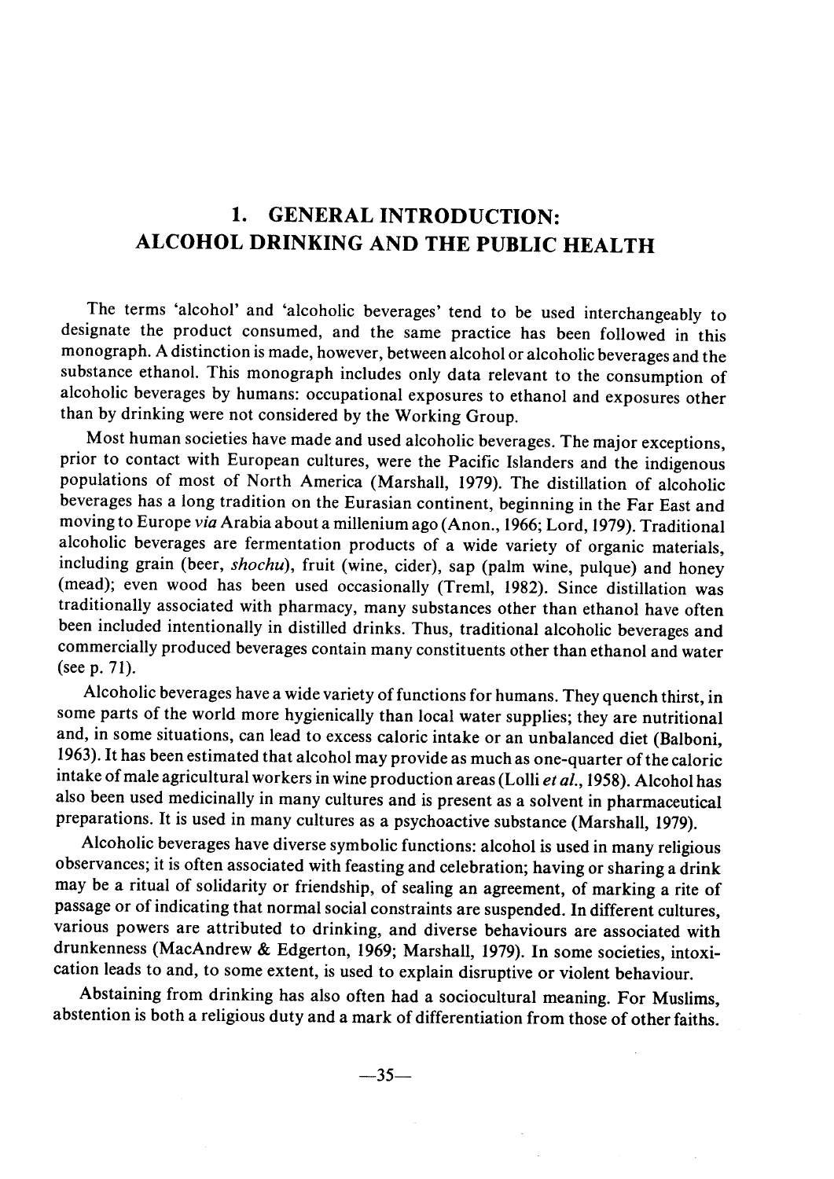# 1. GENERAL INTRODUCTION: ALCOHOL DRINKING AND THE PUBLIC HEALTH

The terms 'alcohol' and 'alcoholic beverages' tend to be used interchangeably to designate the product consumed, and the same practice has been followed in this monograph. A distinction is made, however, between alcohol or alcoholic beverages and the substance ethanol. This monograph includes only data relevant to the consumption of alcoholic beverages by humans: occupational exposures to ethanol and exposures other than by drinking were not considered by the Working Group.

Most human societies have made and used alcoholic beverages. The major exceptions, prior to contact with European cultures, were the Pacific Islanders and the indigenous populations of most of North America (Marshall, 1979). The distillation of alcoholic beverages has a long tradition on the Eurasian continent, beginning in the Far East and moving to Europe *via* Arabia about a millenium ago (Anon., 1966; Lord, 1979). Traditional alcoholic beverages are fermentation products of a wide variety of organic materials, including grain (beer, *shochu*), fruit (wine, cider), sap (palm wine, pulque) and honey (mead); even wood has been used occasionally (Treml, 1982). Since distillation was traditionally associated with pharmacy, many substances other than ethanol have often been included intentionally in distilled drinks. Thus, traditional alcoholic beverages and commercially produced beverages contain many constituents other than ethanol and water (see p. 71).

Alcoholic beverages have a wide variety of functions for humans. They quench thirst, in some parts of the world more hygienically than local water supplies; they are nutritional and, in some situations, can lead to excess caloric intake or an unbalanced diet (Balboni, 1963). It has been estimated that alcohol may provide as much as one-quarter of the caloric intake of male agricultural workers in wine production areas (Lolli *et al.*, 1958). Alcohol has also been used medicinally in many cultures and is present as a solvent in pharmaceutical preparations. It is used in many cultures as a psychoactive substance (Marshall, 1979).

Alcoholic beverages have diverse symbolic functions: alcohol is used in many religious observances; it is often associated with feasting and celebration; having or sharing a drink may be a ritual of solidarity or friendship, of sealing an agreement, of marking a rite of passage or of indicating that normal social constraints are suspended. In different cultures, various powers are attributed to drinking, and diverse behaviours are associated with drunkenness (MacAndrew & Edgerton, 1969; Marshall, 1979). In some societies, intoxication leads to and, to some extent, is used to explain disruptive or violent behaviour.

Abstaining from drinking has also often had a sociocultural meaning. For Muslims, abstention is both a religious duty and a mark of differentiation from those of other faiths.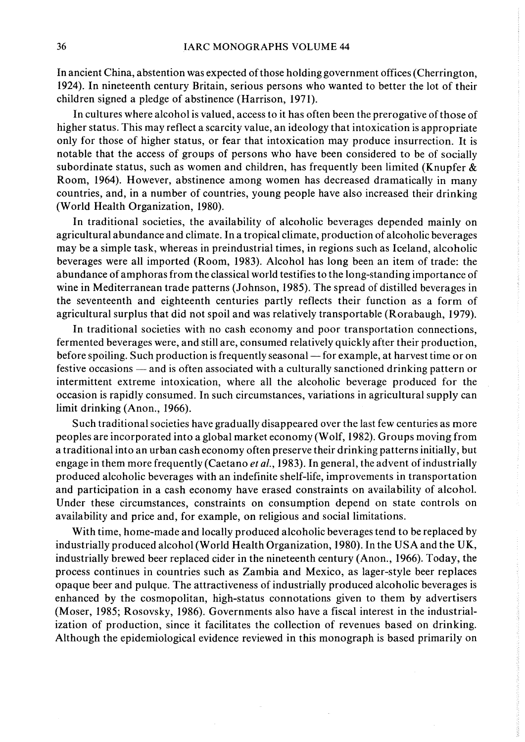In ancient China, abstention was expected of those holding government offices (Cherrington, 1924). In nineteenth century Britain, serious persons who wanted to better the lot of their children signed a pledge of abstinence (Harrison, 1971).

In cultures where alcohol is valued, access to it has often been the prerogative of those of higher status. This may reflect a scarcity value, an ideology that intoxication is appropriate only for those of higher status, or fear that intoxication may produce insurrection. It is notable that the access of groups of persons who have been considered to be of socially subordinate status, such as women and children, has frequently been limited (Knupfer & Room, 1964). However, abstinence among women has decreased dramatically in many countries, and, in a number of countries, young people have also increased their drinking (World Health Organization, 1980).

In traditional societies, the availability of alcoholic beverages depended mainly on agricultural abundance and climate. In a tropical climate, production of alcoholic beverages may be a simple task, whereas in preindustrial times, in regions such as Iceland, alcoholic beverages were all imported (Room, 1983). Alcohol has long been an item of trade: the abundance of amphoras from the classical world testifies to the long-standing importance of wine in Mediterranean trade patterns (Johnson, 1985). The spread of distilled beverages in the seventeenth and eighteenth centuries partly reflects their function as a form of agricultural surplus that did not spoil and was relatively transportable (Rorabaugh, 1979).

In traditional societies with no cash economy and poor transportation connections, fermented beverages were, and still are, consumed relatively quickly after their production, before spoiling. Such production is frequently seasonal — for example, at harvest time or on festive occasions — and is often associated with a culturally sanctioned drinking pattern or intermittent extreme intoxication, where all the alcoholic beverage produced for the occasion is rapidly consumed. In such circumstances, variations in agricultural supply can limit drinking (Anon., 1966).

Such traditional societies have gradually disappeared over the last few centuries as more peoples are incorporated into a global market economy (Wolf, 1982). Groups moving from a traditional into an urban cash economy often preserve their drinking patterns initially, but engage in them more frequently (Caetano *et al.*, 1983). In general, the advent of industrially produced alcoholic beverages with an indefinite shelf-life, improvements in transportation and participation in a cash economy have erased constraints on availability of alcohol. Under these circumstances, constraints on consumption depend on state controls on availability and price and, for example, on religious and social limitations.

With time, home-made and locally produced alcoholic beverages tend to be replaced by industrially produced alcohol (World Health Organization, 1980). In the USA and the UK, industrially brewed beer replaced cider in the nineteenth century (Anon., 1966). Today, the process continues in countries such as Zambia and Mexico, as lager-style beer replaces opaque beer and pulque. The attractiveness of industrially produced alcoholic beverages is enhanced by the cosmopolitan, high-status connotations given to them by advertisers (Moser, 1985; Rosovsky, 1986). Governments also have a fiscal interest in the industrialization of production, since it facilitates the collection of revenues based on drinking. Although the epidemiological evidence reviewed in this monograph is based primarily on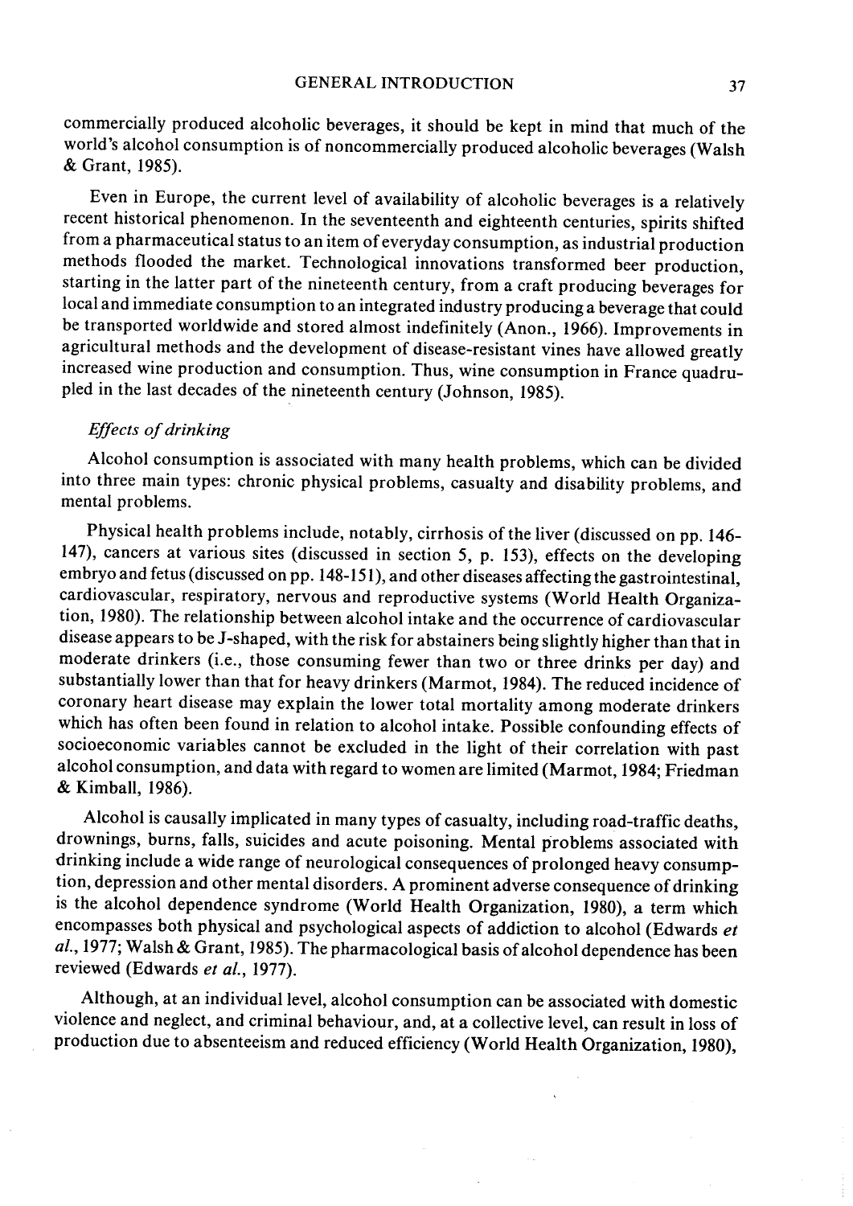commercially produced alcoholic beverages, it should be kept in mind that much of the world's alcohol consumption is of noncommercially produced alcoholic beverages (Walsh & Grant, 1985).

Even in Europe, the current level of availability of alcoholic beverages is a relatively recent historical phenomenon. In the seventeenth and eighteenth centuries, spirits shifted from a pharmaceutical status to an item of everyday consumption, as industrial production methods flooded the market. Technological innovations transformed beer production, starting in the latter part of the nineteenth century, from a craft producing beverages for local and immediate consumption to an integrated industry producing a beverage that could be transported worldwide and stored almost indefinitely (Anon., 1966). Improvements in agricultural methods and the development of disease-resistant vines have allowed greatly increased wine production and consumption. Thus, wine consumption in France quadrupled in the last decades of the nineteenth century (Johnson, 1985).

*Effects of drinking*

Alcohol consumption is associated with many health problems, which can be divided into three main types: chronic physical problems, casualty and disability problems, and mental problems.

Physical health problems include, notably, cirrhosis of the liver (discussed on pp. 146-147), cancers at various sites (discussed in section 5, p. 153), effects on the developing embryo and fetus (discussed on pp. 148-151), and other diseases affecting the gastrointestinal, cardiovascular, respiratory, nervous and reproductive systems (World Health Organization, 1980). The relationship between alcohol intake and the occurrence of cardiovascular disease appears to be J-shaped, with the risk for abstainers being slightly higher than that in moderate drinkers (i.e., those consuming fewer than two or three drinks per day) and substantially lower than that for heavy drinkers (Marmot, 1984). The reduced incidence of coronary heart disease may explain the lower total mortality among moderate drinkers which has often been found in relation to alcohol intake. Possible confounding effects of socioeconomic variables cannot be excluded in the light of their correlation with past alcohol consumption, and data with regard to women are limited (Marmot, 1984; Friedman & Kimball, 1986).

Alcohol is causally implicated in many types of casualty, including road-traffic deaths, drownings, burns, falls, suicides and acute poisoning. Mental problems associated with drinking include a wide range of neurological consequences of prolonged heavy consumption, depression and other mental disorders. A prominent adverse consequence of drinking is the alcohol dependence syndrome (World Health Organization, 1980), a term which encompasses both physical and psychological aspects of addiction to alcohol (Edwards *et al.*, 1977; Walsh & Grant, 1985). The pharmacological basis of alcohol dependence has been reviewed (Edwards *et al.*, 1977).

Although, at an individual level, alcohol consumption can be associated with domestic violence and neglect, and criminal behaviour, and, at a collective level, can result in loss of production due to absenteeism and reduced efficiency (World Health Organization, 1980),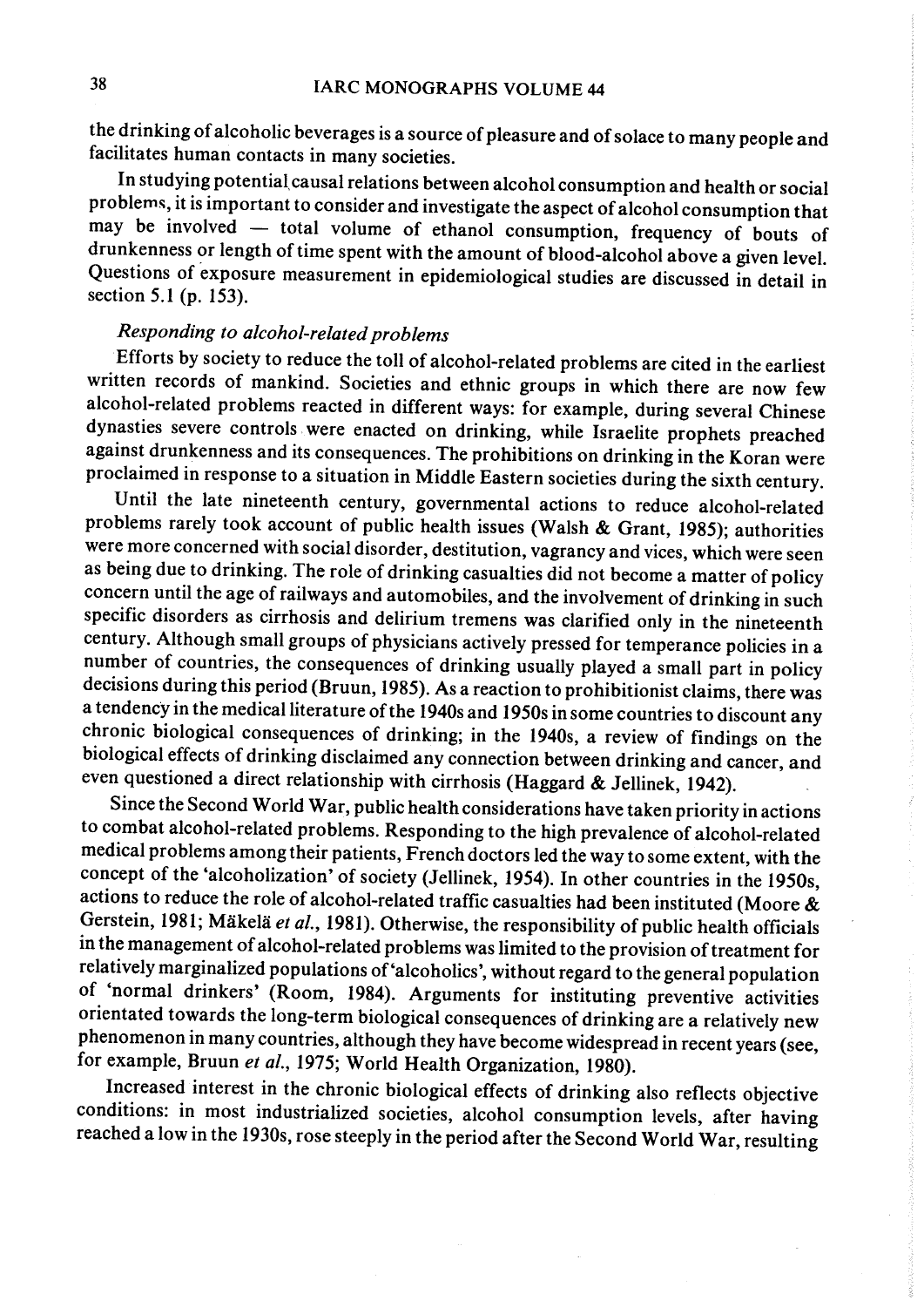the drinking of alcoholic beverages is a source of pleasure and of solace to many people and facilitates human contacts in many societies.

In studying potential causal relations between alcohol consumption and health or social problems, it is important to consider and investigate the aspect of alcohol consumption that may be involved — total volume of ethanol consumption, frequency of bouts of drunkenness or length of time spent with the amount of blood-alcohol above a given level. Questions of exposure measurement in epidemiological studies are discussed in detail in section 5.1 (p. 153).

*Responding to alcohol-related problems*

Efforts by society to reduce the toll of alcohol-related problems are cited in the earliest written records of mankind. Societies and ethnic groups in which there are now few alcohol-related problems reacted in different ways: for example, during several Chinese dynasties severe controls were enacted on drinking, while Israelite prophets preached against drunkenness and its consequences. The prohibitions on drinking in the Koran were proclaimed in response to a situation in Middle Eastern societies during the sixth century.

Until the late nineteenth century, governmental actions to reduce alcohol-related problems rarely took account of public health issues (Walsh & Grant, 1985); authorities were more concerned with social disorder, destitution, vagrancy and vices, which were seen as being due to drinking. The role of drinking casualties did not become a matter of policy concern until the age of railways and automobiles, and the involvement of drinking in such specific disorders as cirrhosis and delirium tremens was clarified only in the nineteenth century. Although small groups of physicians actively pressed for temperance policies in a number of countries, the consequences of drinking usually played a small part in policy decisions during this period (Bruun, 1985). As a reaction to prohibitionist claims, there was a tendency in the medical literature of the 1940s and 1950s in some countries to discount any chronic biological consequences of drinking; in the 1940s, a review of findings on the biological effects of drinking disclaimed any connection between drinking and cancer, and even questioned a direct relationship with cirrhosis (Haggard & Jellinek, 1942).

Since the Second World War, public health considerations have taken priority in actions to combat alcohol-related problems. Responding to the high prevalence of alcohol-related medical problems among their patients, French doctors led the way to some extent, with the concept of the 'alcoholization' of society (Jellinek, 1954). In other countries in the 1950s, actions to reduce the role of alcohol-related traffic casualties had been instituted (Moore & Gerstein, 1981; Mäkelä *et al.*, 1981). Otherwise, the responsibility of public health officials in the management of alcohol-related problems was limited to the provision of treatment for relatively marginalized populations of 'alcoholics', without regard to the general population of 'normal drinkers' (Room, 1984). Arguments for instituting preventive activities orientated towards the long-term biological consequences of drinking are a relatively new phenomenon in many countries, although they have become widespread in recent years (see, for example, Bruun *et al.*, 1975; World Health Organization, 1980).

Increased interest in the chronic biological effects of drinking also reflects objective conditions: in most industrialized societies, alcohol consumption levels, after having reached a low in the 1930s, rose steeply in the period after the Second World War, resulting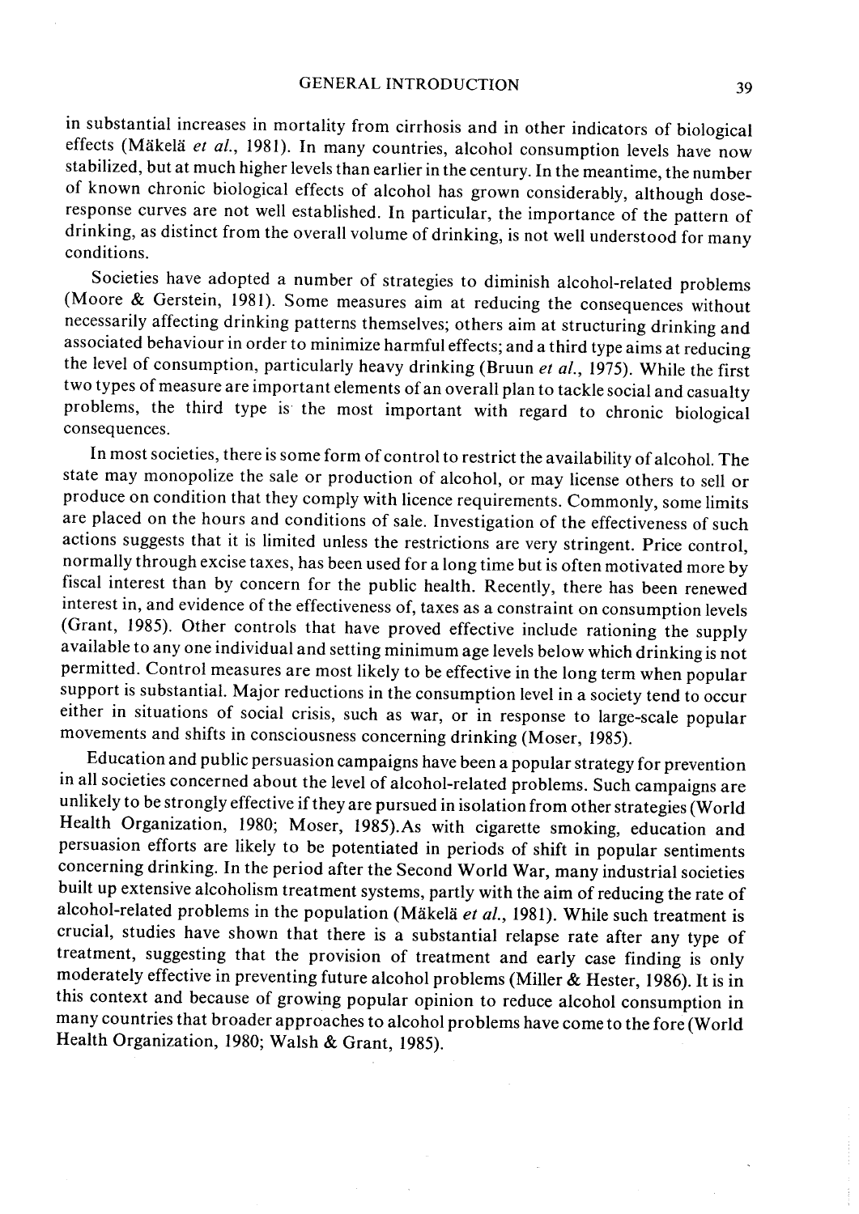in substantial increases in mortality from cirrhosis and in other indicators of biological effects (Mäkelä *et al.*, 1981). In many countries, alcohol consumption levels have now stabilized, but at much higher levels than earlier in the century. In the meantime, the number of known chronic biological effects of alcohol has grown considerably, although dose-response curves are not well established. In particular, the importance of the pattern of drinking, as distinct from the overall volume of drinking, is not well understood for many conditions.

Societies have adopted a number of strategies to diminish alcohol-related problems (Moore & Gerstein, 1981). Some measures aim at reducing the consequences without necessarily affecting drinking patterns themselves; others aim at structuring drinking and associated behaviour in order to minimize harmful effects; and a third type aims at reducing the level of consumption, particularly heavy drinking (Bruun *et al.*, 1975). While the first two types of measure are important elements of an overall plan to tackle social and casualty problems, the third type is the most important with regard to chronic biological consequences.

In most societies, there is some form of control to restrict the availability of alcohol. The state may monopolize the sale or production of alcohol, or may license others to sell or produce on condition that they comply with licence requirements. Commonly, some limits are placed on the hours and conditions of sale. Investigation of the effectiveness of such actions suggests that it is limited unless the restrictions are very stringent. Price control, normally through excise taxes, has been used for a long time but is often motivated more by fiscal interest than by concern for the public health. Recently, there has been renewed interest in, and evidence of the effectiveness of, taxes as a constraint on consumption levels (Grant, 1985). Other controls that have proved effective include rationing the supply available to any one individual and setting minimum age levels below which drinking is not permitted. Control measures are most likely to be effective in the long term when popular support is substantial. Major reductions in the consumption level in a society tend to occur either in situations of social crisis, such as war, or in response to large-scale popular movements and shifts in consciousness concerning drinking (Moser, 1985).

Education and public persuasion campaigns have been a popular strategy for prevention in all societies concerned about the level of alcohol-related problems. Such campaigns are unlikely to be strongly effective if they are pursued in isolation from other strategies (World Health Organization, 1980; Moser, 1985).As with cigarette smoking, education and persuasion efforts are likely to be potentiated in periods of shift in popular sentiments concerning drinking. In the period after the Second World War, many industrial societies built up extensive alcoholism treatment systems, partly with the aim of reducing the rate of alcohol-related problems in the population (Mäkelä *et al.*, 1981). While such treatment is crucial, studies have shown that there is a substantial relapse rate after any type of treatment, suggesting that the provision of treatment and early case finding is only moderately effective in preventing future alcohol problems (Miller & Hester, 1986). It is in this context and because of growing popular opinion to reduce alcohol consumption in many countries that broader approaches to alcohol problems have come to the fore (World Health Organization, 1980; Walsh & Grant, 1985).